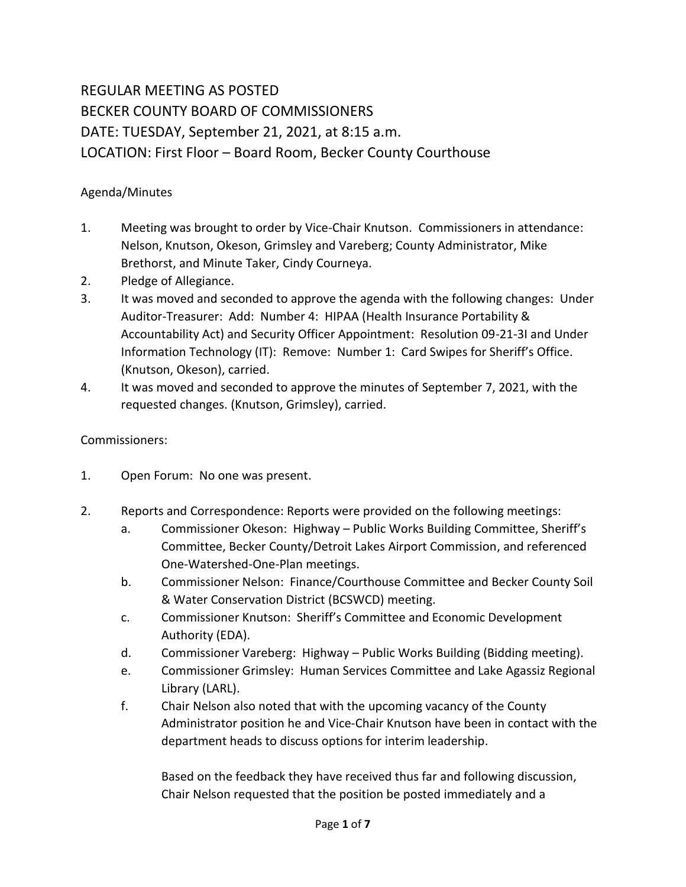REGULAR MEETING AS POSTED
BECKER COUNTY BOARD OF COMMISSIONERS
DATE: TUESDAY, September 21, 2021, at 8:15 a.m.
LOCATION: First Floor – Board Room, Becker County Courthouse

Agenda/Minutes

1. Meeting was brought to order by Vice-Chair Knutson. Commissioners in attendance: Nelson, Knutson, Okeson, Grimsley and Vareberg; County Administrator, Mike Brethorst, and Minute Taker, Cindy Courneya.
2. Pledge of Allegiance.
3. It was moved and seconded to approve the agenda with the following changes: Under Auditor-Treasurer: Add: Number 4: HIPAA (Health Insurance Portability & Accountability Act) and Security Officer Appointment: Resolution 09-21-3I and Under Information Technology (IT): Remove: Number 1: Card Swipes for Sheriff's Office. (Knutson, Okeson), carried.
4. It was moved and seconded to approve the minutes of September 7, 2021, with the requested changes. (Knutson, Grimsley), carried.

Commissioners:

1. Open Forum: No one was present.

2. Reports and Correspondence: Reports were provided on the following meetings:
   a. Commissioner Okeson: Highway – Public Works Building Committee, Sheriff's Committee, Becker County/Detroit Lakes Airport Commission, and referenced One-Watershed-One-Plan meetings.
   b. Commissioner Nelson: Finance/Courthouse Committee and Becker County Soil & Water Conservation District (BCSWCD) meeting.
   c. Commissioner Knutson: Sheriff's Committee and Economic Development Authority (EDA).
   d. Commissioner Vareberg: Highway – Public Works Building (Bidding meeting).
   e. Commissioner Grimsley: Human Services Committee and Lake Agassiz Regional Library (LARL).
   f. Chair Nelson also noted that with the upcoming vacancy of the County Administrator position he and Vice-Chair Knutson have been in contact with the department heads to discuss options for interim leadership.

      Based on the feedback they have received thus far and following discussion, Chair Nelson requested that the position be posted immediately and a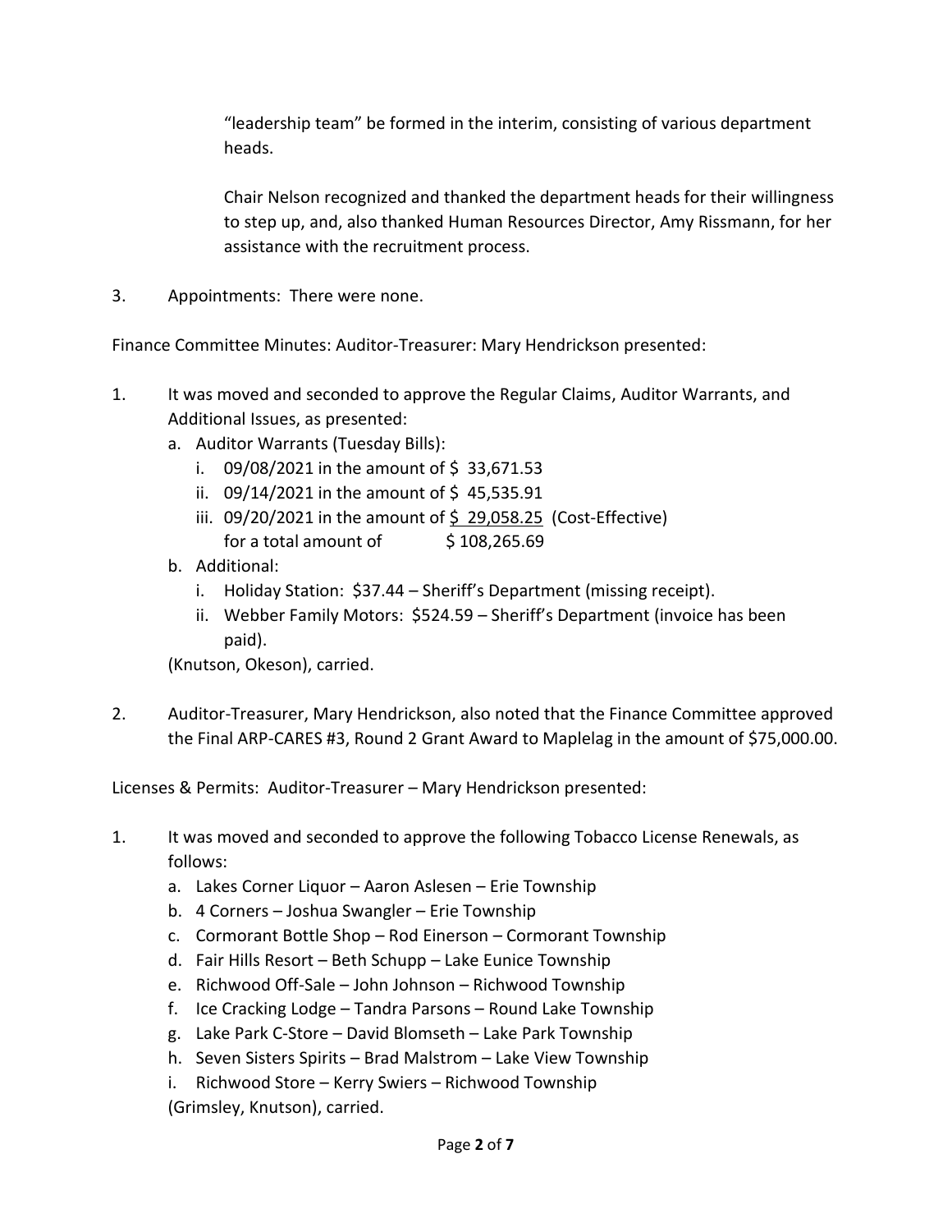"leadership team" be formed in the interim, consisting of various department heads.

Chair Nelson recognized and thanked the department heads for their willingness to step up, and, also thanked Human Resources Director, Amy Rissmann, for her assistance with the recruitment process.

3. Appointments: There were none.

Finance Committee Minutes: Auditor-Treasurer: Mary Hendrickson presented:

1. It was moved and seconded to approve the Regular Claims, Auditor Warrants, and Additional Issues, as presented:
   a. Auditor Warrants (Tuesday Bills):
      i. 09/08/2021 in the amount of $ 33,671.53
      ii. 09/14/2021 in the amount of $ 45,535.91
      iii. 09/20/2021 in the amount of <u>$ 29,058.25</u> (Cost-Effective)
      for a total amount of $ 108,265.69
   b. Additional:
      i. Holiday Station: $37.44 – Sheriff's Department (missing receipt).
      ii. Webber Family Motors: $524.59 – Sheriff's Department (invoice has been paid).

   (Knutson, Okeson), carried.

2. Auditor-Treasurer, Mary Hendrickson, also noted that the Finance Committee approved the Final ARP-CARES #3, Round 2 Grant Award to Maplelag in the amount of $75,000.00.

Licenses & Permits: Auditor-Treasurer – Mary Hendrickson presented:

1. It was moved and seconded to approve the following Tobacco License Renewals, as follows:
   a. Lakes Corner Liquor – Aaron Aslesen – Erie Township
   b. 4 Corners – Joshua Swangler – Erie Township
   c. Cormorant Bottle Shop – Rod Einerson – Cormorant Township
   d. Fair Hills Resort – Beth Schupp – Lake Eunice Township
   e. Richwood Off-Sale – John Johnson – Richwood Township
   f. Ice Cracking Lodge – Tandra Parsons – Round Lake Township
   g. Lake Park C-Store – David Blomseth – Lake Park Township
   h. Seven Sisters Spirits – Brad Malstrom – Lake View Township
   i. Richwood Store – Kerry Swiers – Richwood Township

   (Grimsley, Knutson), carried.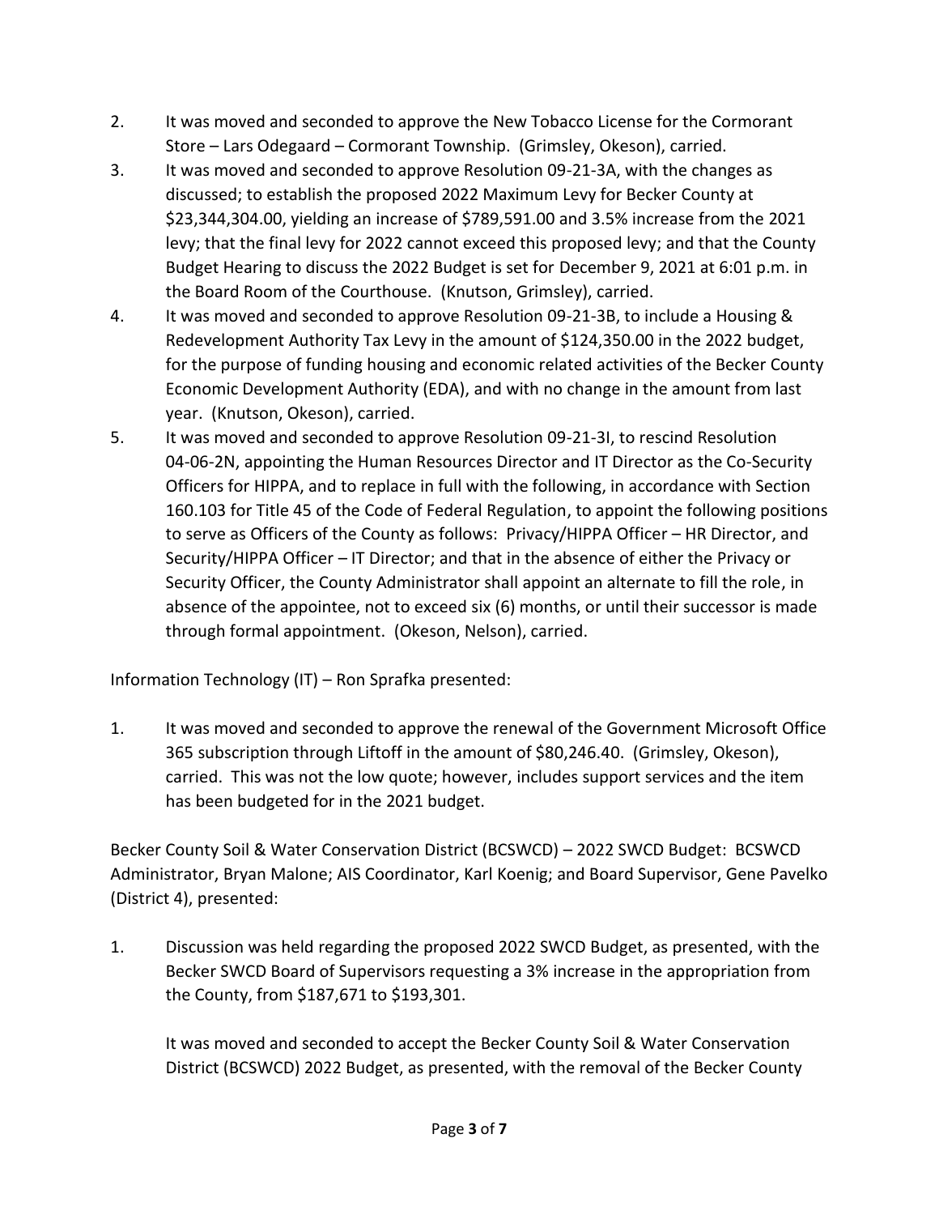2. It was moved and seconded to approve the New Tobacco License for the Cormorant Store – Lars Odegaard – Cormorant Township. (Grimsley, Okeson), carried.
3. It was moved and seconded to approve Resolution 09-21-3A, with the changes as discussed; to establish the proposed 2022 Maximum Levy for Becker County at $23,344,304.00, yielding an increase of $789,591.00 and 3.5% increase from the 2021 levy; that the final levy for 2022 cannot exceed this proposed levy; and that the County Budget Hearing to discuss the 2022 Budget is set for December 9, 2021 at 6:01 p.m. in the Board Room of the Courthouse. (Knutson, Grimsley), carried.
4. It was moved and seconded to approve Resolution 09-21-3B, to include a Housing & Redevelopment Authority Tax Levy in the amount of $124,350.00 in the 2022 budget, for the purpose of funding housing and economic related activities of the Becker County Economic Development Authority (EDA), and with no change in the amount from last year. (Knutson, Okeson), carried.
5. It was moved and seconded to approve Resolution 09-21-3I, to rescind Resolution 04-06-2N, appointing the Human Resources Director and IT Director as the Co-Security Officers for HIPPA, and to replace in full with the following, in accordance with Section 160.103 for Title 45 of the Code of Federal Regulation, to appoint the following positions to serve as Officers of the County as follows: Privacy/HIPPA Officer – HR Director, and Security/HIPPA Officer – IT Director; and that in the absence of either the Privacy or Security Officer, the County Administrator shall appoint an alternate to fill the role, in absence of the appointee, not to exceed six (6) months, or until their successor is made through formal appointment. (Okeson, Nelson), carried.

Information Technology (IT) – Ron Sprafka presented:

1. It was moved and seconded to approve the renewal of the Government Microsoft Office 365 subscription through Liftoff in the amount of $80,246.40. (Grimsley, Okeson), carried. This was not the low quote; however, includes support services and the item has been budgeted for in the 2021 budget.

Becker County Soil & Water Conservation District (BCSWCD) – 2022 SWCD Budget: BCSWCD Administrator, Bryan Malone; AIS Coordinator, Karl Koenig; and Board Supervisor, Gene Pavelko (District 4), presented:

1. Discussion was held regarding the proposed 2022 SWCD Budget, as presented, with the Becker SWCD Board of Supervisors requesting a 3% increase in the appropriation from the County, from $187,671 to $193,301.

   It was moved and seconded to accept the Becker County Soil & Water Conservation District (BCSWCD) 2022 Budget, as presented, with the removal of the Becker County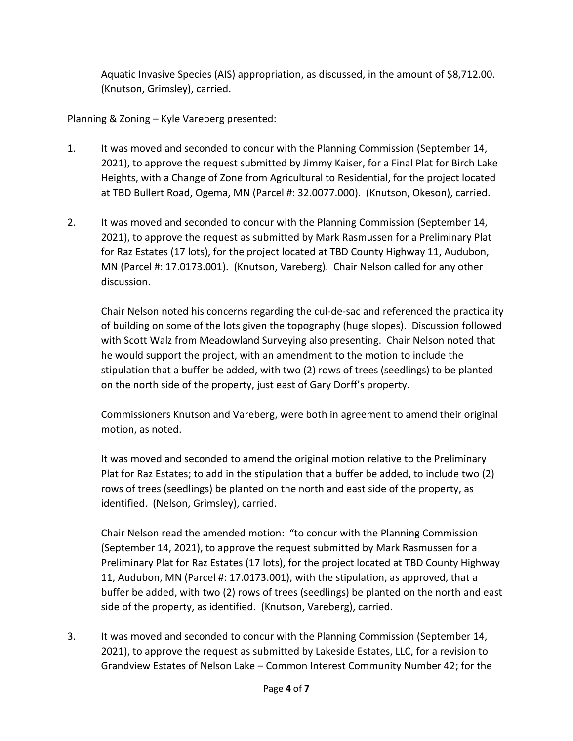Aquatic Invasive Species (AIS) appropriation, as discussed, in the amount of $8,712.00. (Knutson, Grimsley), carried.

Planning & Zoning – Kyle Vareberg presented:

1. It was moved and seconded to concur with the Planning Commission (September 14, 2021), to approve the request submitted by Jimmy Kaiser, for a Final Plat for Birch Lake Heights, with a Change of Zone from Agricultural to Residential, for the project located at TBD Bullert Road, Ogema, MN (Parcel #: 32.0077.000). (Knutson, Okeson), carried.

2. It was moved and seconded to concur with the Planning Commission (September 14, 2021), to approve the request as submitted by Mark Rasmussen for a Preliminary Plat for Raz Estates (17 lots), for the project located at TBD County Highway 11, Audubon, MN (Parcel #: 17.0173.001). (Knutson, Vareberg). Chair Nelson called for any other discussion.

   Chair Nelson noted his concerns regarding the cul-de-sac and referenced the practicality of building on some of the lots given the topography (huge slopes). Discussion followed with Scott Walz from Meadowland Surveying also presenting. Chair Nelson noted that he would support the project, with an amendment to the motion to include the stipulation that a buffer be added, with two (2) rows of trees (seedlings) to be planted on the north side of the property, just east of Gary Dorff's property.

   Commissioners Knutson and Vareberg, were both in agreement to amend their original motion, as noted.

   It was moved and seconded to amend the original motion relative to the Preliminary Plat for Raz Estates; to add in the stipulation that a buffer be added, to include two (2) rows of trees (seedlings) be planted on the north and east side of the property, as identified. (Nelson, Grimsley), carried.

   Chair Nelson read the amended motion: "to concur with the Planning Commission (September 14, 2021), to approve the request submitted by Mark Rasmussen for a Preliminary Plat for Raz Estates (17 lots), for the project located at TBD County Highway 11, Audubon, MN (Parcel #: 17.0173.001), with the stipulation, as approved, that a buffer be added, with two (2) rows of trees (seedlings) be planted on the north and east side of the property, as identified. (Knutson, Vareberg), carried.

3. It was moved and seconded to concur with the Planning Commission (September 14, 2021), to approve the request as submitted by Lakeside Estates, LLC, for a revision to Grandview Estates of Nelson Lake – Common Interest Community Number 42; for the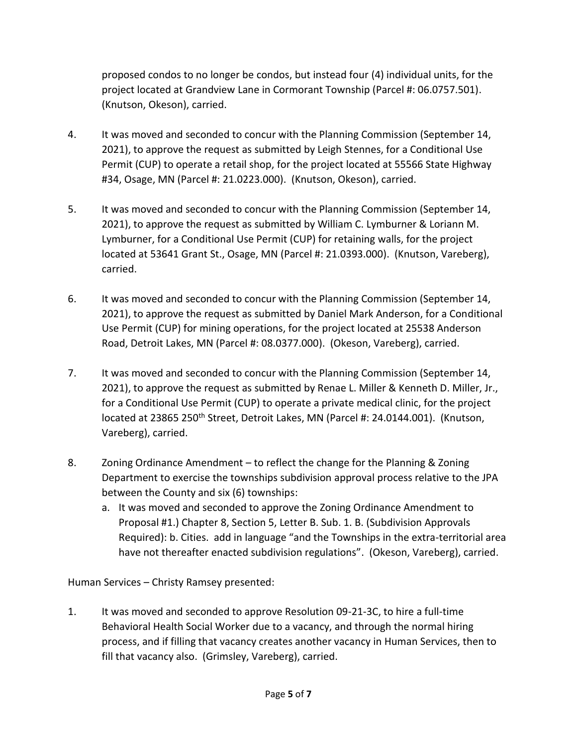proposed condos to no longer be condos, but instead four (4) individual units, for the project located at Grandview Lane in Cormorant Township (Parcel #: 06.0757.501). (Knutson, Okeson), carried.

4. It was moved and seconded to concur with the Planning Commission (September 14, 2021), to approve the request as submitted by Leigh Stennes, for a Conditional Use Permit (CUP) to operate a retail shop, for the project located at 55566 State Highway #34, Osage, MN (Parcel #: 21.0223.000). (Knutson, Okeson), carried.

5. It was moved and seconded to concur with the Planning Commission (September 14, 2021), to approve the request as submitted by William C. Lymburner & Loriann M. Lymburner, for a Conditional Use Permit (CUP) for retaining walls, for the project located at 53641 Grant St., Osage, MN (Parcel #: 21.0393.000). (Knutson, Vareberg), carried.

6. It was moved and seconded to concur with the Planning Commission (September 14, 2021), to approve the request as submitted by Daniel Mark Anderson, for a Conditional Use Permit (CUP) for mining operations, for the project located at 25538 Anderson Road, Detroit Lakes, MN (Parcel #: 08.0377.000). (Okeson, Vareberg), carried.

7. It was moved and seconded to concur with the Planning Commission (September 14, 2021), to approve the request as submitted by Renae L. Miller & Kenneth D. Miller, Jr., for a Conditional Use Permit (CUP) to operate a private medical clinic, for the project located at 23865 250th Street, Detroit Lakes, MN (Parcel #: 24.0144.001). (Knutson, Vareberg), carried.

8. Zoning Ordinance Amendment – to reflect the change for the Planning & Zoning Department to exercise the townships subdivision approval process relative to the JPA between the County and six (6) townships:
   a. It was moved and seconded to approve the Zoning Ordinance Amendment to Proposal #1.) Chapter 8, Section 5, Letter B. Sub. 1. B. (Subdivision Approvals Required): b. Cities. add in language "and the Townships in the extra-territorial area have not thereafter enacted subdivision regulations". (Okeson, Vareberg), carried.

Human Services – Christy Ramsey presented:

1. It was moved and seconded to approve Resolution 09-21-3C, to hire a full-time Behavioral Health Social Worker due to a vacancy, and through the normal hiring process, and if filling that vacancy creates another vacancy in Human Services, then to fill that vacancy also. (Grimsley, Vareberg), carried.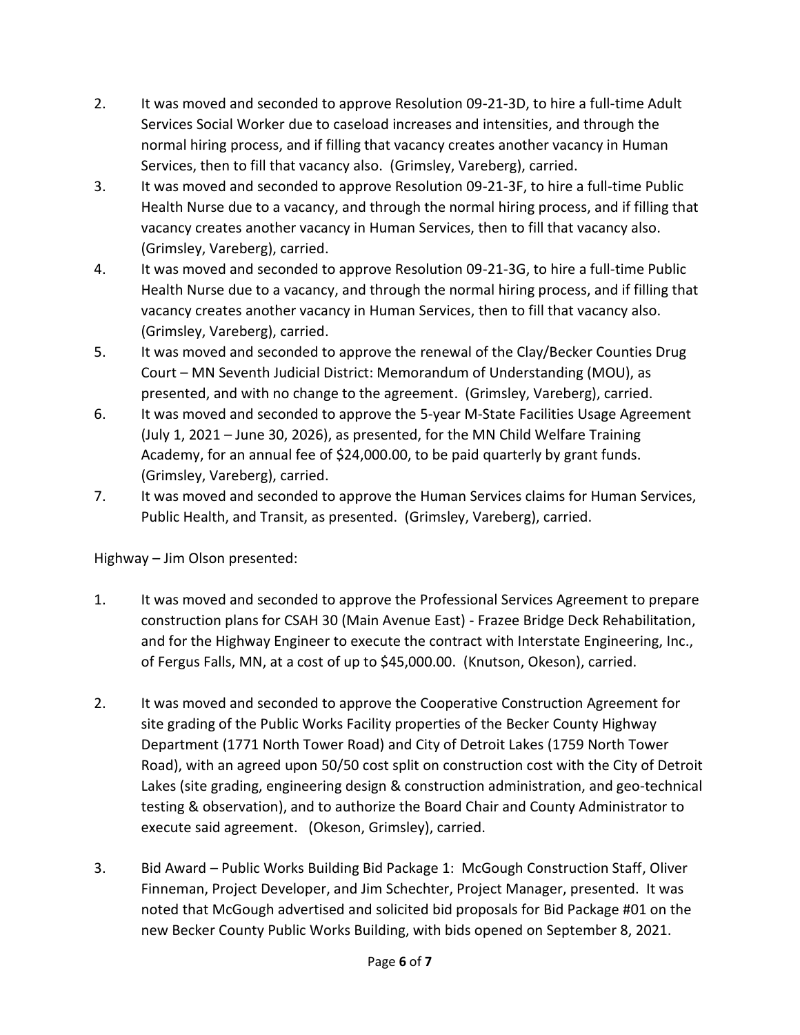2. It was moved and seconded to approve Resolution 09-21-3D, to hire a full-time Adult Services Social Worker due to caseload increases and intensities, and through the normal hiring process, and if filling that vacancy creates another vacancy in Human Services, then to fill that vacancy also. (Grimsley, Vareberg), carried.
3. It was moved and seconded to approve Resolution 09-21-3F, to hire a full-time Public Health Nurse due to a vacancy, and through the normal hiring process, and if filling that vacancy creates another vacancy in Human Services, then to fill that vacancy also. (Grimsley, Vareberg), carried.
4. It was moved and seconded to approve Resolution 09-21-3G, to hire a full-time Public Health Nurse due to a vacancy, and through the normal hiring process, and if filling that vacancy creates another vacancy in Human Services, then to fill that vacancy also. (Grimsley, Vareberg), carried.
5. It was moved and seconded to approve the renewal of the Clay/Becker Counties Drug Court – MN Seventh Judicial District: Memorandum of Understanding (MOU), as presented, and with no change to the agreement. (Grimsley, Vareberg), carried.
6. It was moved and seconded to approve the 5-year M-State Facilities Usage Agreement (July 1, 2021 – June 30, 2026), as presented, for the MN Child Welfare Training Academy, for an annual fee of $24,000.00, to be paid quarterly by grant funds. (Grimsley, Vareberg), carried.
7. It was moved and seconded to approve the Human Services claims for Human Services, Public Health, and Transit, as presented. (Grimsley, Vareberg), carried.

Highway – Jim Olson presented:

1. It was moved and seconded to approve the Professional Services Agreement to prepare construction plans for CSAH 30 (Main Avenue East) - Frazee Bridge Deck Rehabilitation, and for the Highway Engineer to execute the contract with Interstate Engineering, Inc., of Fergus Falls, MN, at a cost of up to $45,000.00. (Knutson, Okeson), carried.

2. It was moved and seconded to approve the Cooperative Construction Agreement for site grading of the Public Works Facility properties of the Becker County Highway Department (1771 North Tower Road) and City of Detroit Lakes (1759 North Tower Road), with an agreed upon 50/50 cost split on construction cost with the City of Detroit Lakes (site grading, engineering design & construction administration, and geo-technical testing & observation), and to authorize the Board Chair and County Administrator to execute said agreement. (Okeson, Grimsley), carried.

3. Bid Award – Public Works Building Bid Package 1: McGough Construction Staff, Oliver Finneman, Project Developer, and Jim Schechter, Project Manager, presented. It was noted that McGough advertised and solicited bid proposals for Bid Package #01 on the new Becker County Public Works Building, with bids opened on September 8, 2021.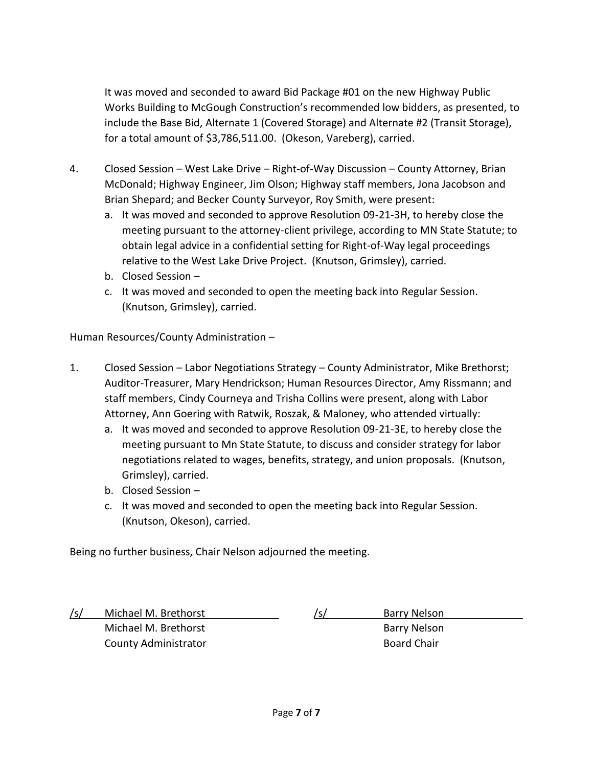It was moved and seconded to award Bid Package #01 on the new Highway Public Works Building to McGough Construction's recommended low bidders, as presented, to include the Base Bid, Alternate 1 (Covered Storage) and Alternate #2 (Transit Storage), for a total amount of $3,786,511.00. (Okeson, Vareberg), carried.

4. Closed Session – West Lake Drive – Right-of-Way Discussion – County Attorney, Brian McDonald; Highway Engineer, Jim Olson; Highway staff members, Jona Jacobson and Brian Shepard; and Becker County Surveyor, Roy Smith, were present:
   a. It was moved and seconded to approve Resolution 09-21-3H, to hereby close the meeting pursuant to the attorney-client privilege, according to MN State Statute; to obtain legal advice in a confidential setting for Right-of-Way legal proceedings relative to the West Lake Drive Project. (Knutson, Grimsley), carried.
   b. Closed Session –
   c. It was moved and seconded to open the meeting back into Regular Session. (Knutson, Grimsley), carried.

Human Resources/County Administration –

1. Closed Session – Labor Negotiations Strategy – County Administrator, Mike Brethorst; Auditor-Treasurer, Mary Hendrickson; Human Resources Director, Amy Rissmann; and staff members, Cindy Courneya and Trisha Collins were present, along with Labor Attorney, Ann Goering with Ratwik, Roszak, & Maloney, who attended virtually:
   a. It was moved and seconded to approve Resolution 09-21-3E, to hereby close the meeting pursuant to Mn State Statute, to discuss and consider strategy for labor negotiations related to wages, benefits, strategy, and union proposals. (Knutson, Grimsley), carried.
   b. Closed Session –
   c. It was moved and seconded to open the meeting back into Regular Session. (Knutson, Okeson), carried.

Being no further business, Chair Nelson adjourned the meeting.

/s/ Michael M. Brethorst
Michael M. Brethorst
County Administrator

/s/ Barry Nelson
Barry Nelson
Board Chair